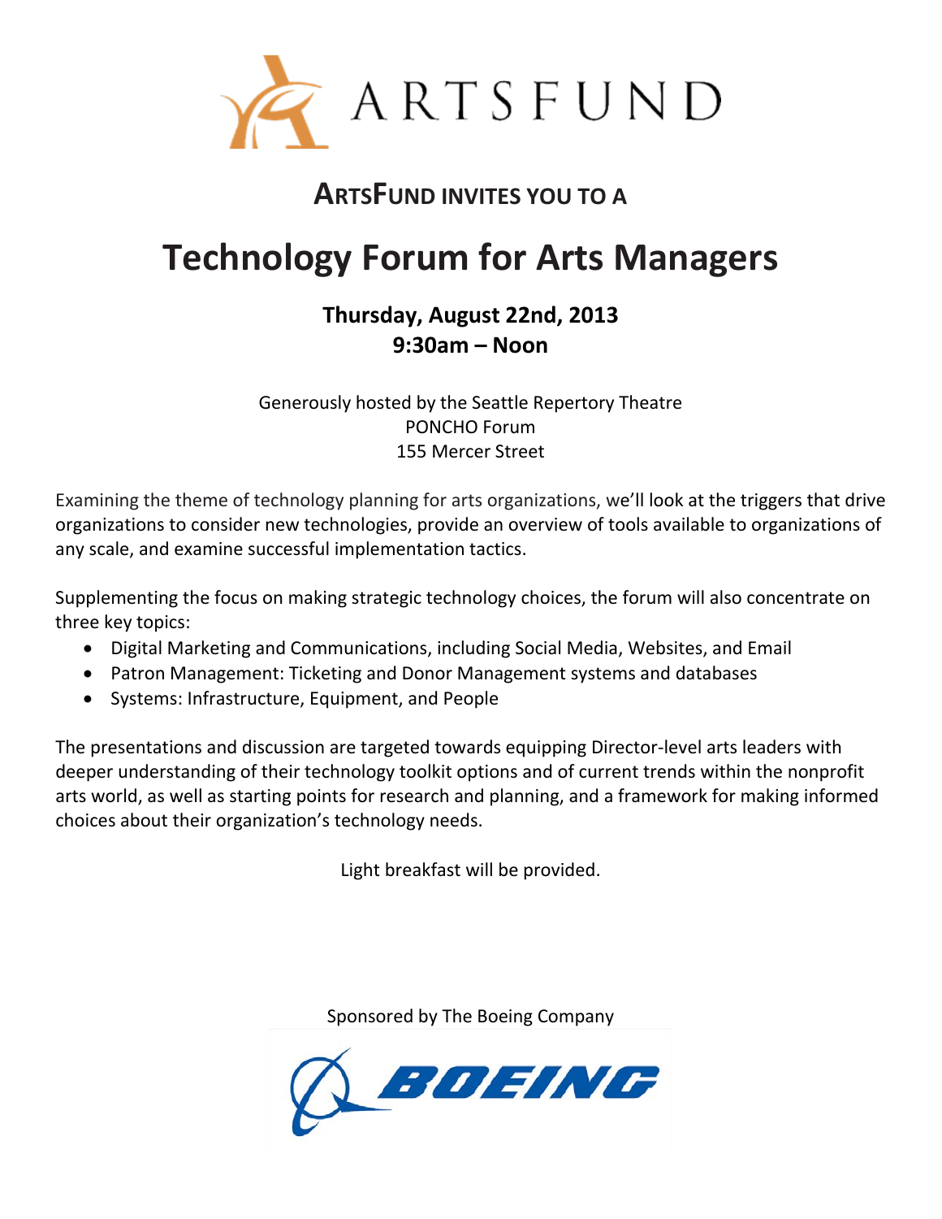ARTSFUND

## ARTSFUND INVITES YOU TO A

# Technology Forum for Arts Managers

**Thursday, August 22nd, 2013**
**9:30am – Noon**

Generously hosted by the Seattle Repertory Theatre
PONCHO Forum
155 Mercer Street

Examining the theme of technology planning for arts organizations, we'll look at the triggers that drive organizations to consider new technologies, provide an overview of tools available to organizations of any scale, and examine successful implementation tactics.

Supplementing the focus on making strategic technology choices, the forum will also concentrate on three key topics:

- Digital Marketing and Communications, including Social Media, Websites, and Email
- Patron Management: Ticketing and Donor Management systems and databases
- Systems: Infrastructure, Equipment, and People

The presentations and discussion are targeted towards equipping Director-level arts leaders with deeper understanding of their technology toolkit options and of current trends within the nonprofit arts world, as well as starting points for research and planning, and a framework for making informed choices about their organization's technology needs.

Light breakfast will be provided.

Sponsored by The Boeing Company

BOEING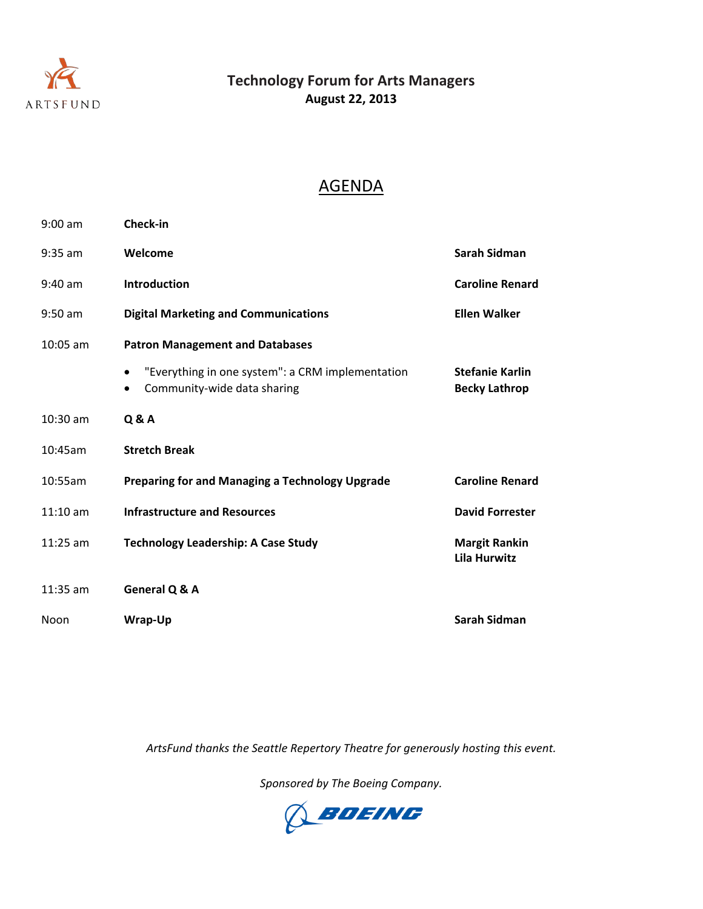ARTSFUND

# Technology Forum for Arts Managers

**August 22, 2013**

## AGENDA

| | | |
|---|---|---|
| 9:00 am | **Check-in** | |
| 9:35 am | **Welcome** | **Sarah Sidman** |
| 9:40 am | **Introduction** | **Caroline Renard** |
| 9:50 am | **Digital Marketing and Communications** | **Ellen Walker** |
| 10:05 am | **Patron Management and Databases** | |
| | • "Everything in one system": a CRM implementation | **Stefanie Karlin** |
| | • Community-wide data sharing | **Becky Lathrop** |
| 10:30 am | **Q & A** | |
| 10:45am | **Stretch Break** | |
| 10:55am | **Preparing for and Managing a Technology Upgrade** | **Caroline Renard** |
| 11:10 am | **Infrastructure and Resources** | **David Forrester** |
| 11:25 am | **Technology Leadership: A Case Study** | **Margit Rankin**<br>**Lila Hurwitz** |
| 11:35 am | **General Q & A** | |
| Noon | **Wrap-Up** | **Sarah Sidman** |

*ArtsFund thanks the Seattle Repertory Theatre for generously hosting this event.*

*Sponsored by The Boeing Company.*

BOEING